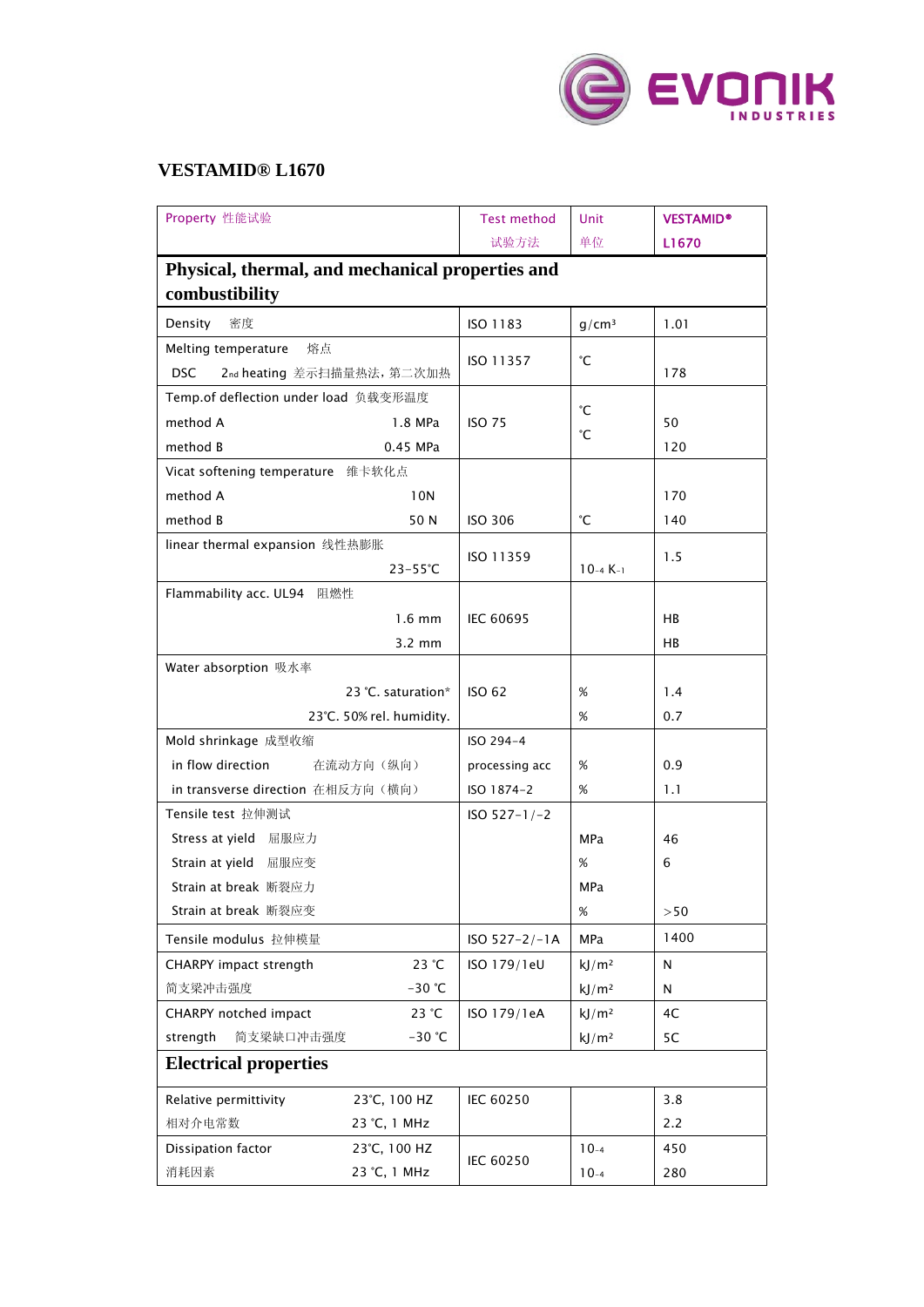# VESTAMID® L1670

| Property 性能试验 | Test method 试验方法 | Unit 单位 | VESTAMID® L1670 |
|---|---|---|---|
| **Physical, thermal, and mechanical properties and combustibility** | | | |
| Density 密度 | ISO 1183 | g/cm³ | 1.01 |
| Melting temperature 熔点<br>DSC 2nd heating 差示扫描量热法，第二次加热 | ISO 11357 | °C | 178 |
| Temp.of deflection under load 负载变形温度<br>method A 1.8 MPa<br>method B 0.45 MPa | ISO 75 | °C<br>°C | 50<br>120 |
| Vicat softening temperature 维卡软化点<br>method A 10N<br>method B 50 N | ISO 306 | °C | 170<br>140 |
| linear thermal expansion 线性热膨胀<br>23-55°C | ISO 11359 | $10^{-4}$ $K^{-1}$ | 1.5 |
| Flammability acc. UL94 阻燃性<br>1.6 mm<br>3.2 mm | IEC 60695 | | HB<br>HB |
| Water absorption 吸水率<br>23 °C. saturation*<br>23°C. 50% rel. humidity. | ISO 62 | %<br>% | 1.4<br>0.7 |
| Mold shrinkage 成型收缩<br>in flow direction 在流动方向（纵向）<br>in transverse direction 在相反方向（横向） | ISO 294-4<br>processing acc<br>ISO 1874-2 | %<br>% | 0.9<br>1.1 |
| Tensile test 拉伸测试<br>Stress at yield 屈服应力<br>Strain at yield 屈服应变<br>Strain at break 断裂应力<br>Strain at break 断裂应变 | ISO 527-1/-2 | MPa<br>%<br>MPa<br>% | 46<br>6<br><br>>50 |
| Tensile modulus 拉伸模量 | ISO 527-2/-1A | MPa | 1400 |
| CHARPY impact strength 23 °C<br>简支梁冲击强度 -30 °C | ISO 179/1eU | kJ/m²<br>kJ/m² | N<br>N |
| CHARPY notched impact 23 °C<br>strength 简支梁缺口冲击强度 -30 °C | ISO 179/1eA | kJ/m²<br>kJ/m² | 4C<br>5C |
| **Electrical properties** | | | |
| Relative permittivity 23°C, 100 HZ<br>相对介电常数 23 °C, 1 MHz | IEC 60250 | | 3.8<br>2.2 |
| Dissipation factor 23°C, 100 HZ<br>消耗因素 23 °C, 1 MHz | IEC 60250 | $10^{-4}$<br>$10^{-4}$ | 450<br>280 |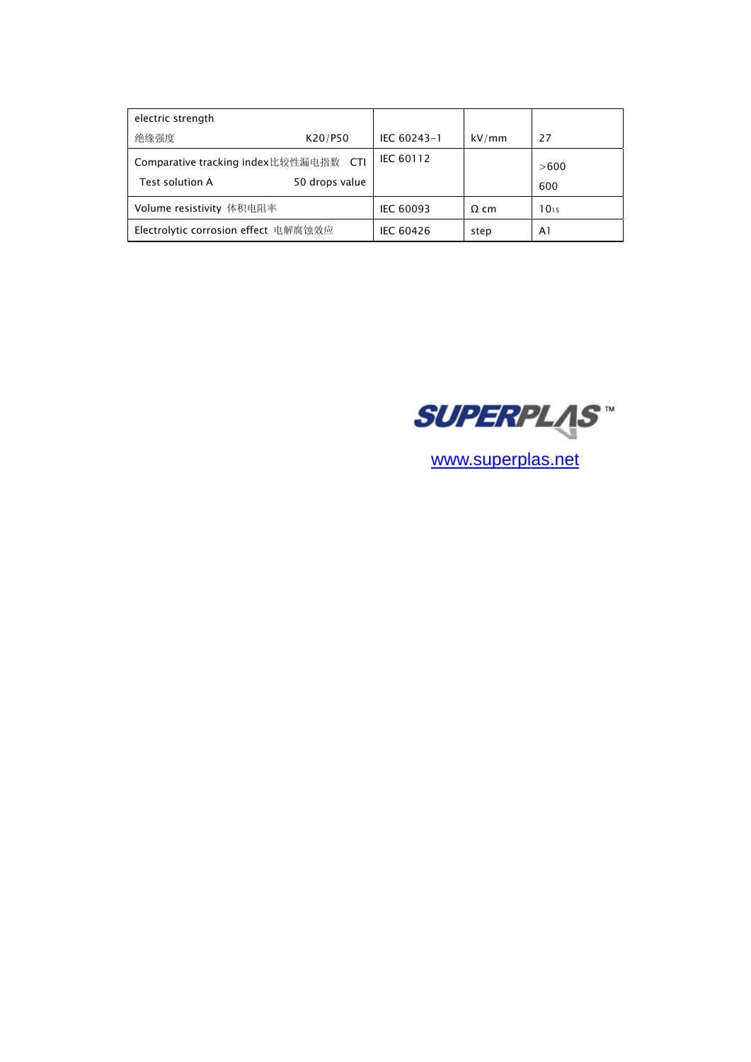| | | | |
|---|---|---|---|
| electric strength<br>绝缘强度 K20/P50 | IEC 60243-1 | kV/mm | 27 |
| Comparative tracking index比较性漏电指数 CTI<br>Test solution A 50 drops value | IEC 60112 | | >600<br>600 |
| Volume resistivity 体积电阻率 | IEC 60093 | Ω cm | $10^{15}$ |
| Electrolytic corrosion effect 电解腐蚀效应 | IEC 60426 | step | A1 |

SUPERPLAS™

www.superplas.net